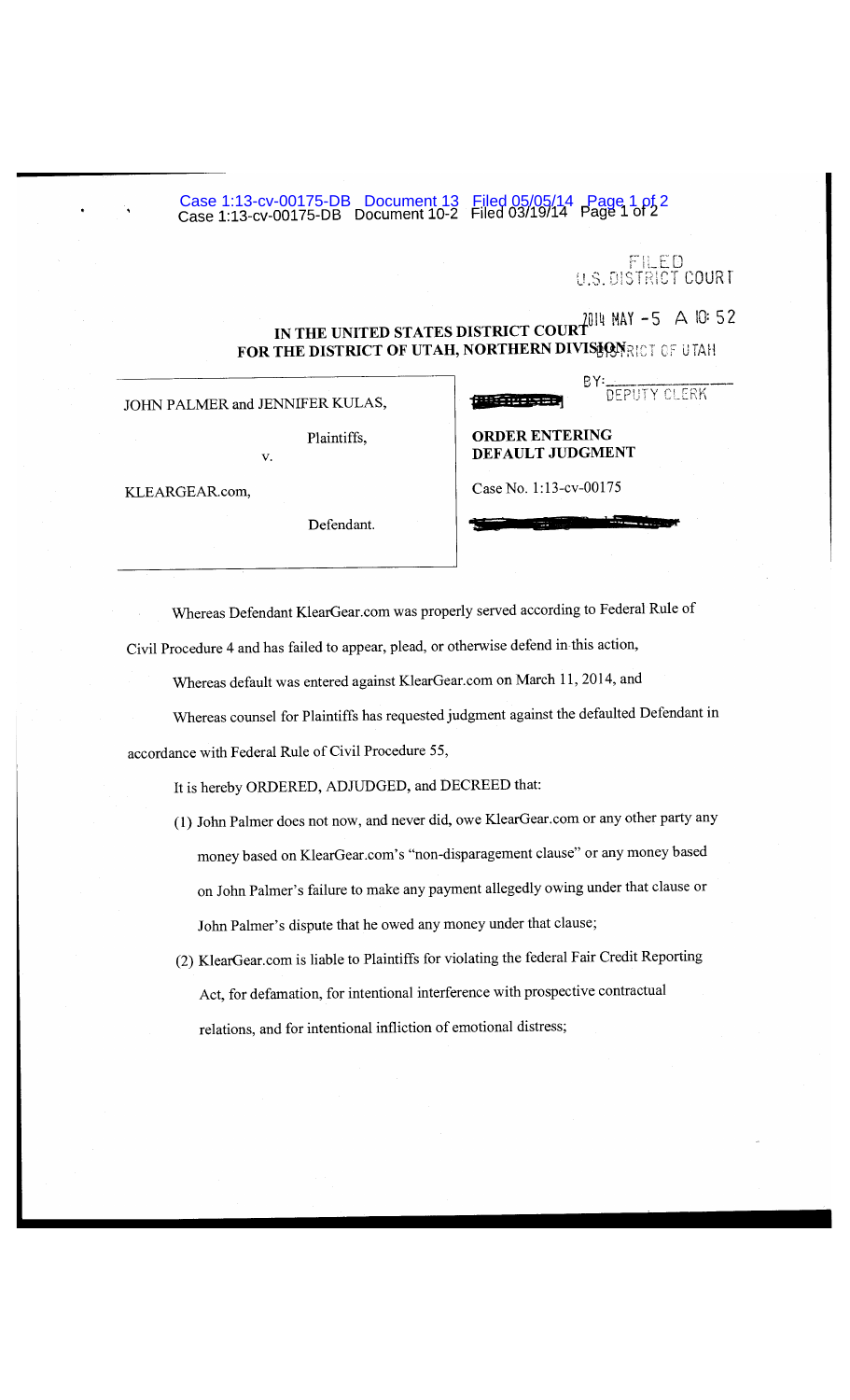FILED
U.S. DISTRICT COURT

2014 MAY -5 A 10: 52

**IN THE UNITED STATES DISTRICT COURT**
**FOR THE DISTRICT OF UTAH, NORTHERN DIVISION**

DISTRICT OF UTAH

BY: ______________
DEPUTY CLERK

| | |
|---|---|
| JOHN PALMER and JENNIFER KULAS,<br><br>Plaintiffs,<br><br>v.<br><br>KLEARGEAR.com,<br><br>Defendant. | **ORDER ENTERING DEFAULT JUDGMENT**<br><br>Case No. 1:13-cv-00175 |

Whereas Defendant KlearGear.com was properly served according to Federal Rule of Civil Procedure 4 and has failed to appear, plead, or otherwise defend in this action,

Whereas default was entered against KlearGear.com on March 11, 2014, and

Whereas counsel for Plaintiffs has requested judgment against the defaulted Defendant in accordance with Federal Rule of Civil Procedure 55,

It is hereby ORDERED, ADJUDGED, and DECREED that:

(1) John Palmer does not now, and never did, owe KlearGear.com or any other party any money based on KlearGear.com's "non-disparagement clause" or any money based on John Palmer's failure to make any payment allegedly owing under that clause or John Palmer's dispute that he owed any money under that clause;

(2) KlearGear.com is liable to Plaintiffs for violating the federal Fair Credit Reporting Act, for defamation, for intentional interference with prospective contractual relations, and for intentional infliction of emotional distress;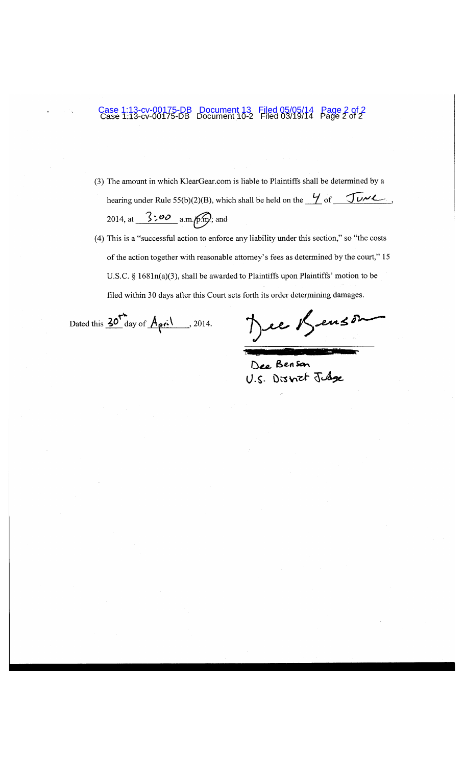(3) The amount in which KlearGear.com is liable to Plaintiffs shall be determined by a hearing under Rule 55(b)(2)(B), which shall be held on the 4 of June, 2014, at 3:00 ~~a.m.~~/p.m.; and

(4) This is a "successful action to enforce any liability under this section," so "the costs of the action together with reasonable attorney's fees as determined by the court," 15 U.S.C. § 1681n(a)(3), shall be awarded to Plaintiffs upon Plaintiffs' motion to be filed within 30 days after this Court sets forth its order determining damages.

Dated this 30th day of April, 2014.

Dee Benson

Dee Benson
U.S. District Judge